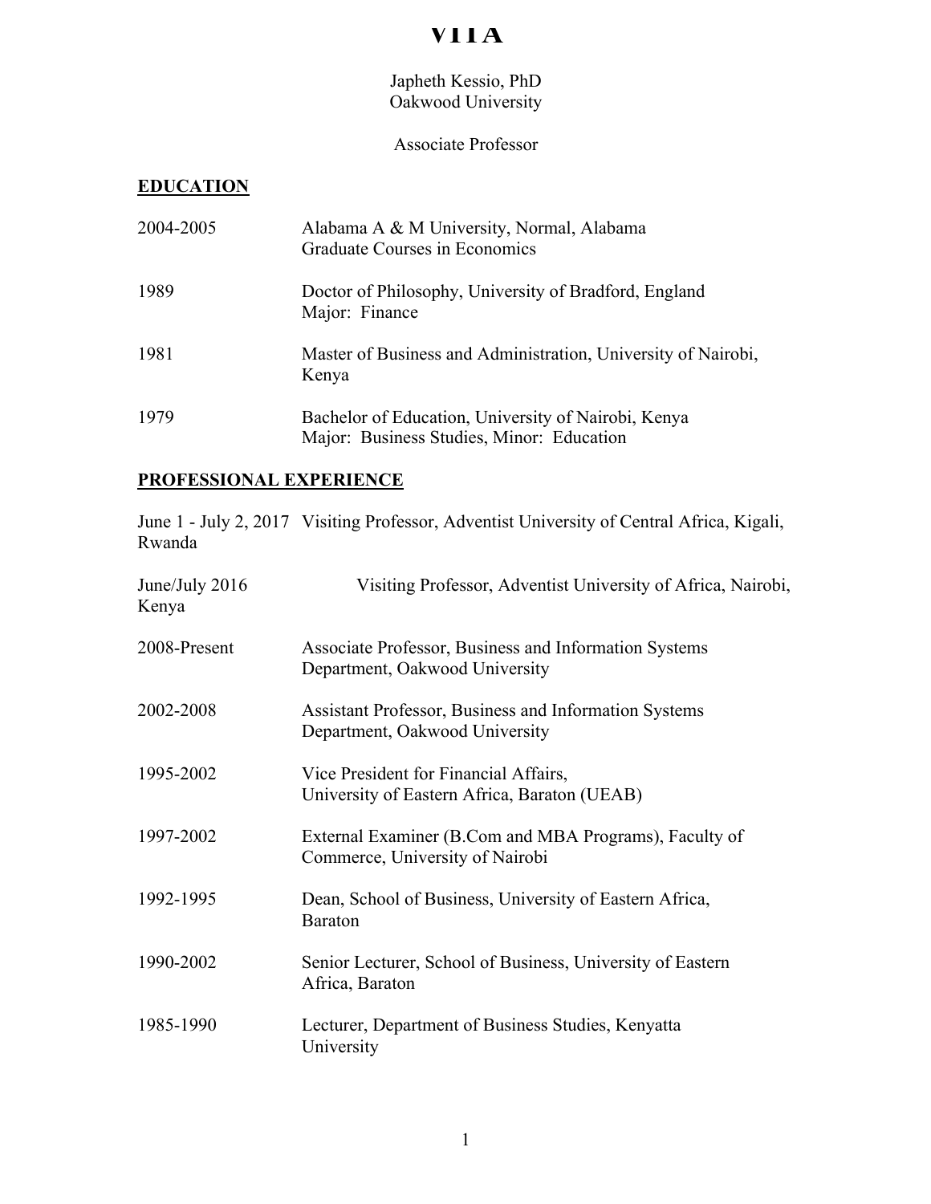# VITA

Japheth Kessio, PhD
Oakwood University

Associate Professor

## EDUCATION

2004-2005 Alabama A & M University, Normal, Alabama
Graduate Courses in Economics

1989 Doctor of Philosophy, University of Bradford, England
Major: Finance

1981 Master of Business and Administration, University of Nairobi, Kenya

1979 Bachelor of Education, University of Nairobi, Kenya
Major: Business Studies, Minor: Education

## PROFESSIONAL EXPERIENCE

June 1 - July 2, 2017 Visiting Professor, Adventist University of Central Africa, Kigali, Rwanda

June/July 2016 Visiting Professor, Adventist University of Africa, Nairobi, Kenya

2008-Present Associate Professor, Business and Information Systems Department, Oakwood University

2002-2008 Assistant Professor, Business and Information Systems Department, Oakwood University

1995-2002 Vice President for Financial Affairs,
University of Eastern Africa, Baraton (UEAB)

1997-2002 External Examiner (B.Com and MBA Programs), Faculty of Commerce, University of Nairobi

1992-1995 Dean, School of Business, University of Eastern Africa, Baraton

1990-2002 Senior Lecturer, School of Business, University of Eastern Africa, Baraton

1985-1990 Lecturer, Department of Business Studies, Kenyatta University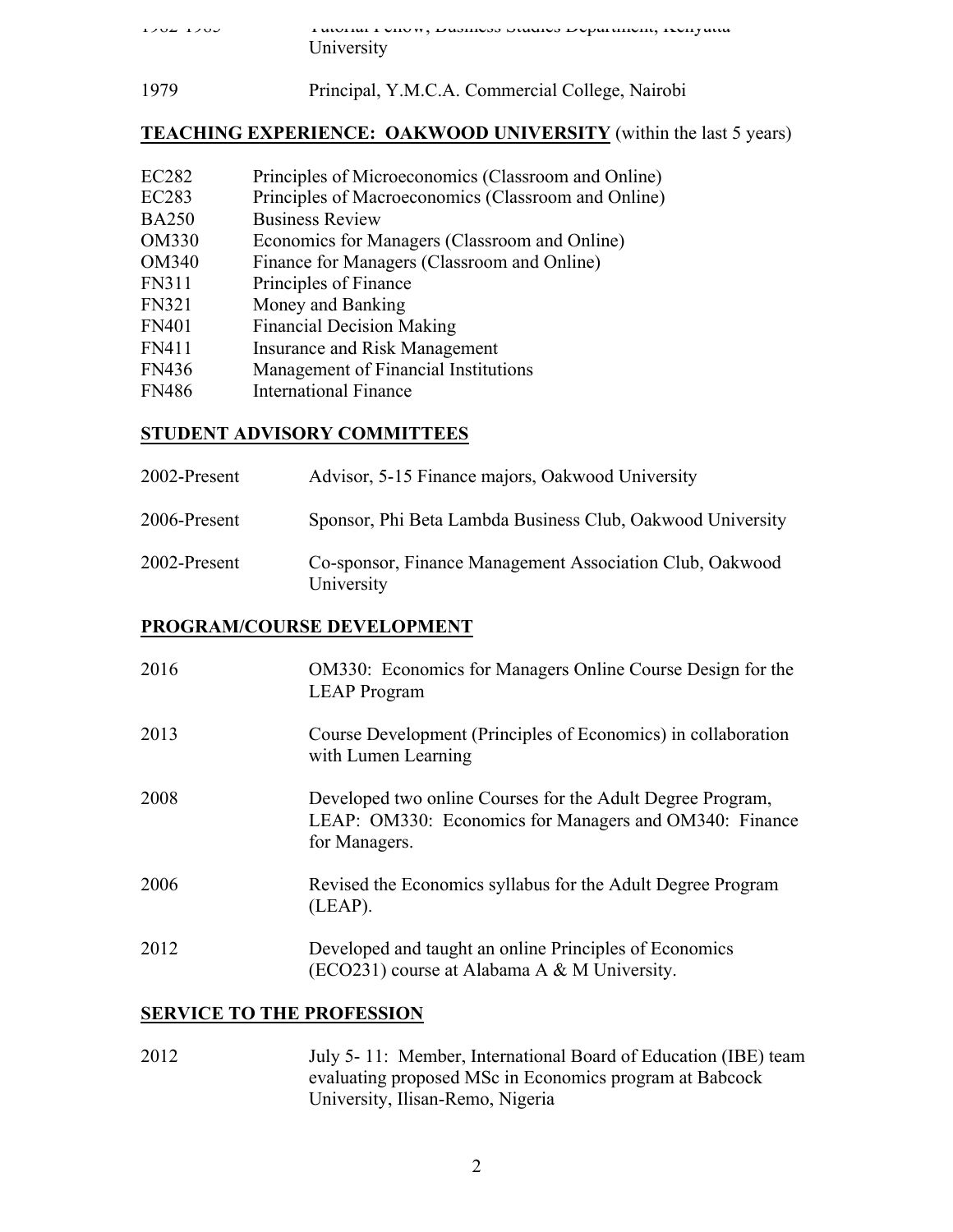1982-1985 Tutorial Fellow, Business Studies Department, Kenyatta University

1979 Principal, Y.M.C.A. Commercial College, Nairobi

## **TEACHING EXPERIENCE: OAKWOOD UNIVERSITY** (within the last 5 years)

| | |
|---|---|
| EC282 | Principles of Microeconomics (Classroom and Online) |
| EC283 | Principles of Macroeconomics (Classroom and Online) |
| BA250 | Business Review |
| OM330 | Economics for Managers (Classroom and Online) |
| OM340 | Finance for Managers (Classroom and Online) |
| FN311 | Principles of Finance |
| FN321 | Money and Banking |
| FN401 | Financial Decision Making |
| FN411 | Insurance and Risk Management |
| FN436 | Management of Financial Institutions |
| FN486 | International Finance |

## **STUDENT ADVISORY COMMITTEES**

| | |
|---|---|
| 2002-Present | Advisor, 5-15 Finance majors, Oakwood University |
| 2006-Present | Sponsor, Phi Beta Lambda Business Club, Oakwood University |
| 2002-Present | Co-sponsor, Finance Management Association Club, Oakwood University |

## **PROGRAM/COURSE DEVELOPMENT**

| | |
|---|---|
| 2016 | OM330: Economics for Managers Online Course Design for the LEAP Program |
| 2013 | Course Development (Principles of Economics) in collaboration with Lumen Learning |
| 2008 | Developed two online Courses for the Adult Degree Program, LEAP: OM330: Economics for Managers and OM340: Finance for Managers. |
| 2006 | Revised the Economics syllabus for the Adult Degree Program (LEAP). |
| 2012 | Developed and taught an online Principles of Economics (ECO231) course at Alabama A & M University. |

## **SERVICE TO THE PROFESSION**

| | |
|---|---|
| 2012 | July 5- 11: Member, International Board of Education (IBE) team evaluating proposed MSc in Economics program at Babcock University, Ilisan-Remo, Nigeria |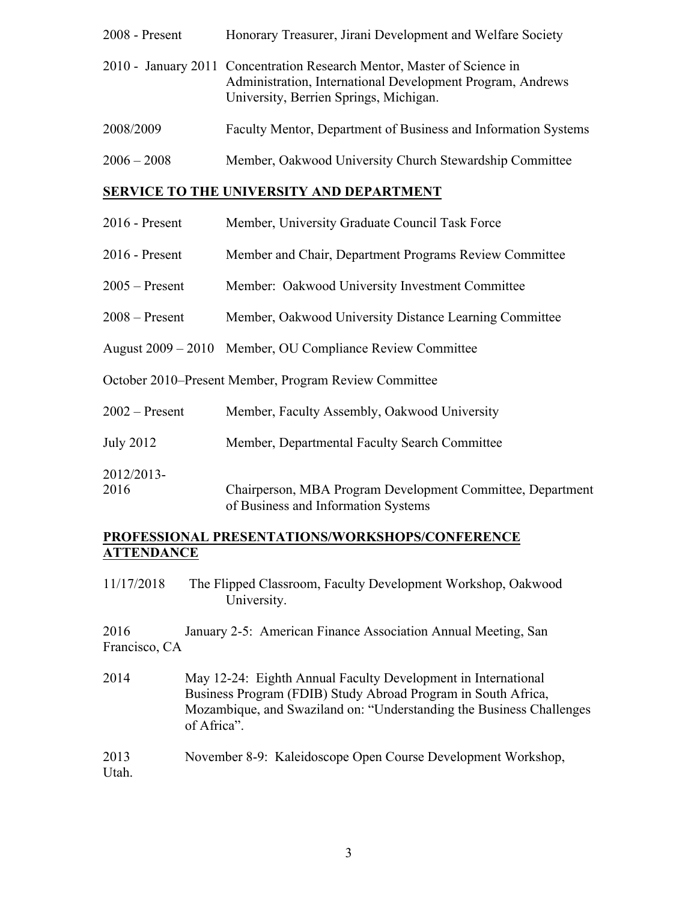2008 - Present Honorary Treasurer, Jirani Development and Welfare Society

2010 - January 2011 Concentration Research Mentor, Master of Science in Administration, International Development Program, Andrews University, Berrien Springs, Michigan.

2008/2009 Faculty Mentor, Department of Business and Information Systems

2006 – 2008 Member, Oakwood University Church Stewardship Committee

## SERVICE TO THE UNIVERSITY AND DEPARTMENT

2016 - Present Member, University Graduate Council Task Force

2016 - Present Member and Chair, Department Programs Review Committee

2005 – Present Member: Oakwood University Investment Committee

2008 – Present Member, Oakwood University Distance Learning Committee

August 2009 – 2010 Member, OU Compliance Review Committee

October 2010–Present Member, Program Review Committee

2002 – Present Member, Faculty Assembly, Oakwood University

July 2012 Member, Departmental Faculty Search Committee

2012/2013-2016 Chairperson, MBA Program Development Committee, Department of Business and Information Systems

## PROFESSIONAL PRESENTATIONS/WORKSHOPS/CONFERENCE ATTENDANCE

11/17/2018 The Flipped Classroom, Faculty Development Workshop, Oakwood University.

2016 January 2-5: American Finance Association Annual Meeting, San Francisco, CA

2014 May 12-24: Eighth Annual Faculty Development in International Business Program (FDIB) Study Abroad Program in South Africa, Mozambique, and Swaziland on: "Understanding the Business Challenges of Africa".

2013 November 8-9: Kaleidoscope Open Course Development Workshop, Utah.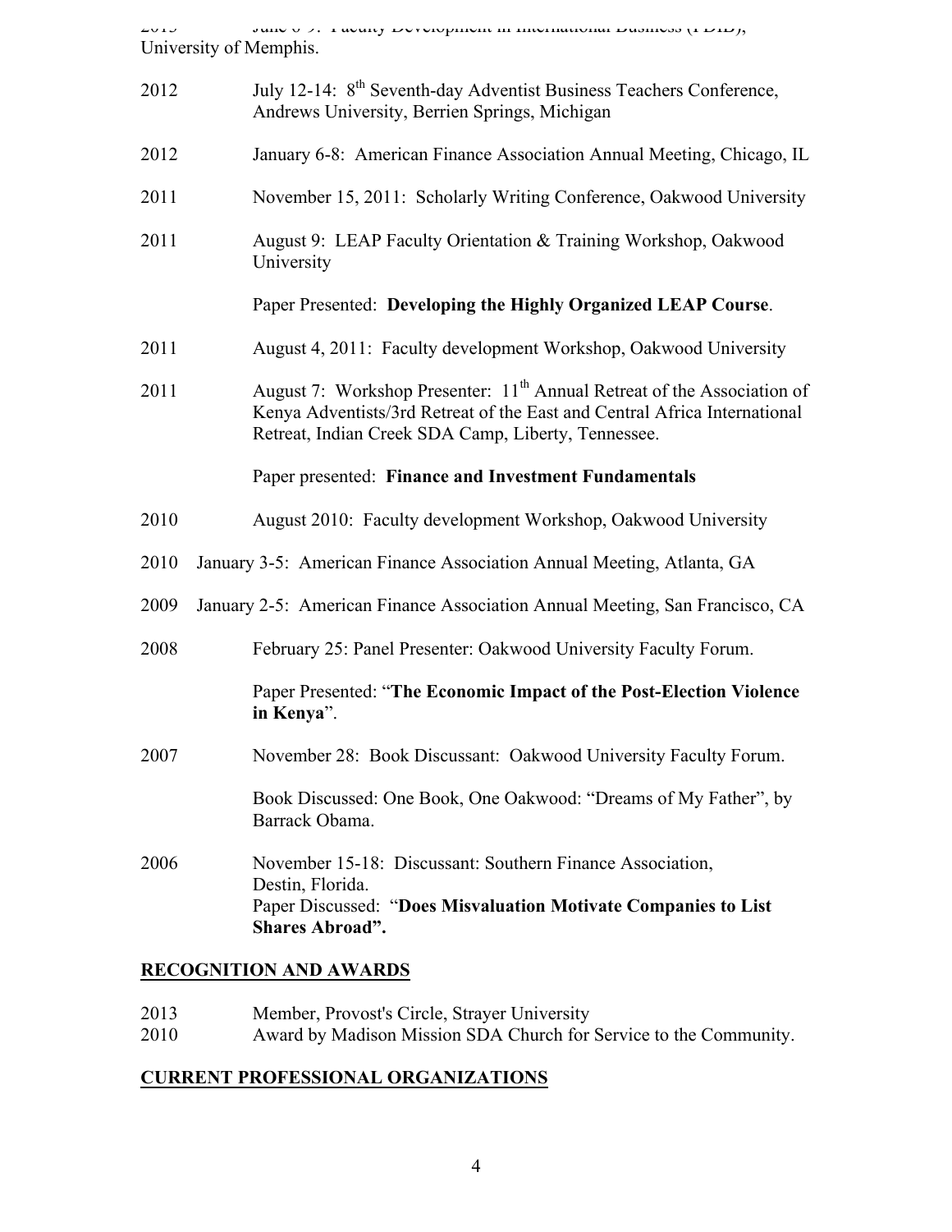2013 June 6-9: Faculty Development in International Business (FDIB), University of Memphis.

2012 July 12-14: 8th Seventh-day Adventist Business Teachers Conference, Andrews University, Berrien Springs, Michigan

2012 January 6-8: American Finance Association Annual Meeting, Chicago, IL

2011 November 15, 2011: Scholarly Writing Conference, Oakwood University

2011 August 9: LEAP Faculty Orientation & Training Workshop, Oakwood University

Paper Presented: **Developing the Highly Organized LEAP Course**.

2011 August 4, 2011: Faculty development Workshop, Oakwood University

2011 August 7: Workshop Presenter: 11th Annual Retreat of the Association of Kenya Adventists/3rd Retreat of the East and Central Africa International Retreat, Indian Creek SDA Camp, Liberty, Tennessee.

Paper presented: **Finance and Investment Fundamentals**

2010 August 2010: Faculty development Workshop, Oakwood University

2010 January 3-5: American Finance Association Annual Meeting, Atlanta, GA

2009 January 2-5: American Finance Association Annual Meeting, San Francisco, CA

2008 February 25: Panel Presenter: Oakwood University Faculty Forum.

Paper Presented: "**The Economic Impact of the Post-Election Violence in Kenya**".

2007 November 28: Book Discussant: Oakwood University Faculty Forum.

Book Discussed: One Book, One Oakwood: "Dreams of My Father", by Barrack Obama.

2006 November 15-18: Discussant: Southern Finance Association, Destin, Florida.
Paper Discussed: "**Does Misvaluation Motivate Companies to List Shares Abroad".**

## RECOGNITION AND AWARDS

2013 Member, Provost's Circle, Strayer University
2010 Award by Madison Mission SDA Church for Service to the Community.

## CURRENT PROFESSIONAL ORGANIZATIONS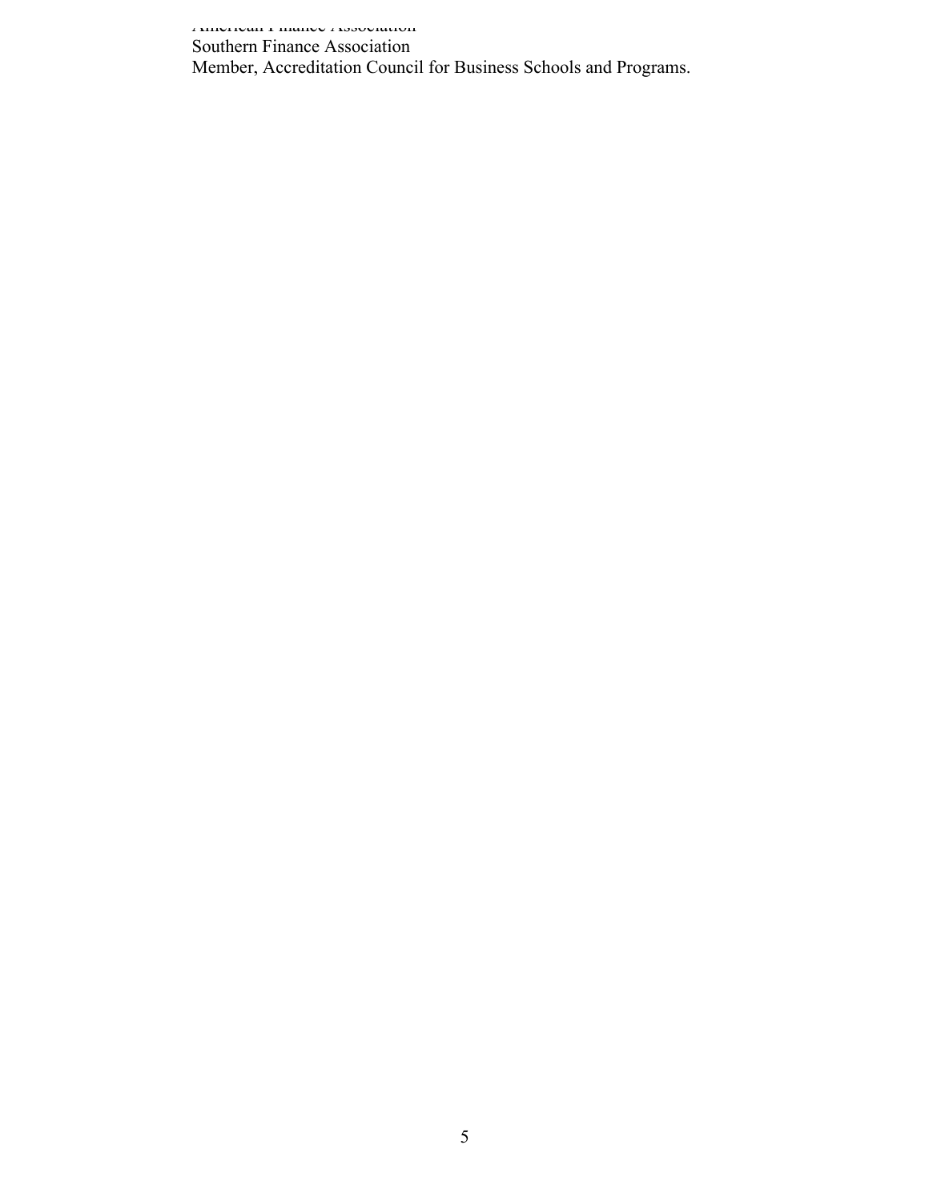American Finance Association

Southern Finance Association

Member, Accreditation Council for Business Schools and Programs.